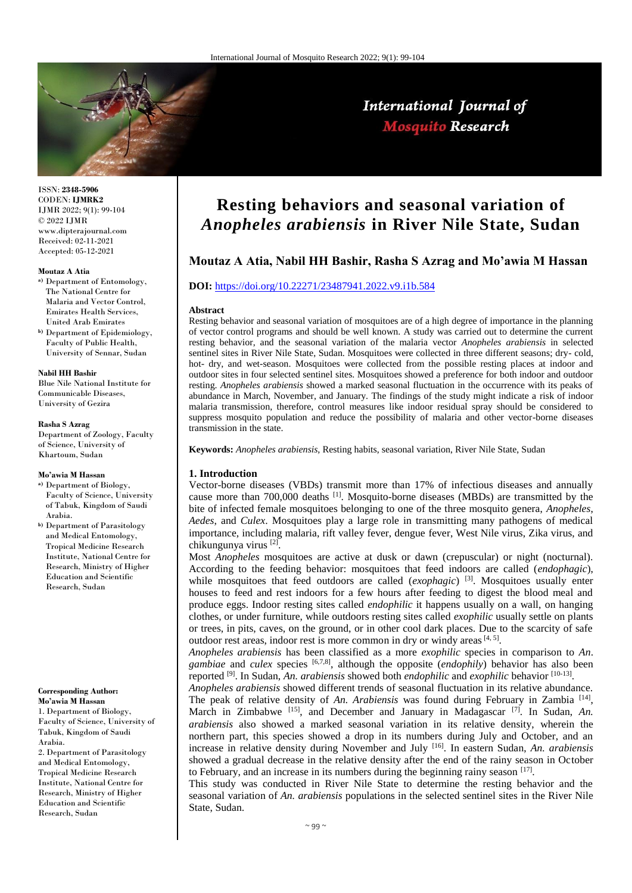# Resting behaviors and seasonal variation of *Anopheles arabiensis* in River Nile State, Sudan

**Moutaz A Atia, Nabil HH Bashir, Rasha S Azrag and Mo'awia M Hassan**

**DOI:** https://doi.org/10.22271/23487941.2022.v9.i1b.584

ISSN: **2348-5906**
CODEN: **IJMRK2**
IJMR 2022; 9(1): 99-104
© 2022 IJMR
www.dipterajournal.com
Received: 02-11-2021
Accepted: 05-12-2021

**Moutaz A Atia**
a) Department of Entomology, The National Centre for Malaria and Vector Control, Emirates Health Services, United Arab Emirates
b) Department of Epidemiology, Faculty of Public Health, University of Sennar, Sudan

**Nabil HH Bashir**
Blue Nile National Institute for Communicable Diseases, University of Gezira

**Rasha S Azrag**
Department of Zoology, Faculty of Science, University of Khartoum, Sudan

**Mo'awia M Hassan**
a) Department of Biology, Faculty of Science, University of Tabuk, Kingdom of Saudi Arabia.
b) Department of Parasitology and Medical Entomology, Tropical Medicine Research Institute, National Centre for Research, Ministry of Higher Education and Scientific Research, Sudan

**Corresponding Author:**
**Mo'awia M Hassan**
1. Department of Biology, Faculty of Science, University of Tabuk, Kingdom of Saudi Arabia.
2. Department of Parasitology and Medical Entomology, Tropical Medicine Research Institute, National Centre for Research, Ministry of Higher Education and Scientific Research, Sudan

**Abstract**

Resting behavior and seasonal variation of mosquitoes are of a high degree of importance in the planning of vector control programs and should be well known. A study was carried out to determine the current resting behavior, and the seasonal variation of the malaria vector *Anopheles arabiensis* in selected sentinel sites in River Nile State, Sudan. Mosquitoes were collected in three different seasons; dry- cold, hot- dry, and wet-season. Mosquitoes were collected from the possible resting places at indoor and outdoor sites in four selected sentinel sites. Mosquitoes showed a preference for both indoor and outdoor resting. *Anopheles arabiensis* showed a marked seasonal fluctuation in the occurrence with its peaks of abundance in March, November, and January. The findings of the study might indicate a risk of indoor malaria transmission, therefore, control measures like indoor residual spray should be considered to suppress mosquito population and reduce the possibility of malaria and other vector-borne diseases transmission in the state.

**Keywords:** *Anopheles arabiensis*, Resting habits, seasonal variation, River Nile State, Sudan

## 1. Introduction

Vector-borne diseases (VBDs) transmit more than 17% of infectious diseases and annually cause more than 700,000 deaths [1]. Mosquito-borne diseases (MBDs) are transmitted by the bite of infected female mosquitoes belonging to one of the three mosquito genera, *Anopheles*, *Aedes*, and *Culex*. Mosquitoes play a large role in transmitting many pathogens of medical importance, including malaria, rift valley fever, dengue fever, West Nile virus, Zika virus, and chikungunya virus [2].

Most *Anopheles* mosquitoes are active at dusk or dawn (crepuscular) or night (nocturnal). According to the feeding behavior: mosquitoes that feed indoors are called (*endophagic*), while mosquitoes that feed outdoors are called (*exophagic*) [3]. Mosquitoes usually enter houses to feed and rest indoors for a few hours after feeding to digest the blood meal and produce eggs. Indoor resting sites called *endophilic* it happens usually on a wall, on hanging clothes, or under furniture, while outdoors resting sites called *exophilic* usually settle on plants or trees, in pits, caves, on the ground, or in other cool dark places. Due to the scarcity of safe outdoor rest areas, indoor rest is more common in dry or windy areas [4, 5].

*Anopheles arabiensis* has been classified as a more *exophilic* species in comparison to *An. gambiae* and *culex* species [6,7,8], although the opposite (*endophily*) behavior has also been reported [9]. In Sudan, *An. arabiensis* showed both *endophilic* and *exophilic* behavior [10-13].

*Anopheles arabiensis* showed different trends of seasonal fluctuation in its relative abundance. The peak of relative density of *An. Arabiensis* was found during February in Zambia [14], March in Zimbabwe [15], and December and January in Madagascar [7]. In Sudan, *An. arabiensis* also showed a marked seasonal variation in its relative density, wherein the northern part, this species showed a drop in its numbers during July and October, and an increase in relative density during November and July [16]. In eastern Sudan, *An. arabiensis* showed a gradual decrease in the relative density after the end of the rainy season in October to February, and an increase in its numbers during the beginning rainy season [17].

This study was conducted in River Nile State to determine the resting behavior and the seasonal variation of *An. arabiensis* populations in the selected sentinel sites in the River Nile State, Sudan.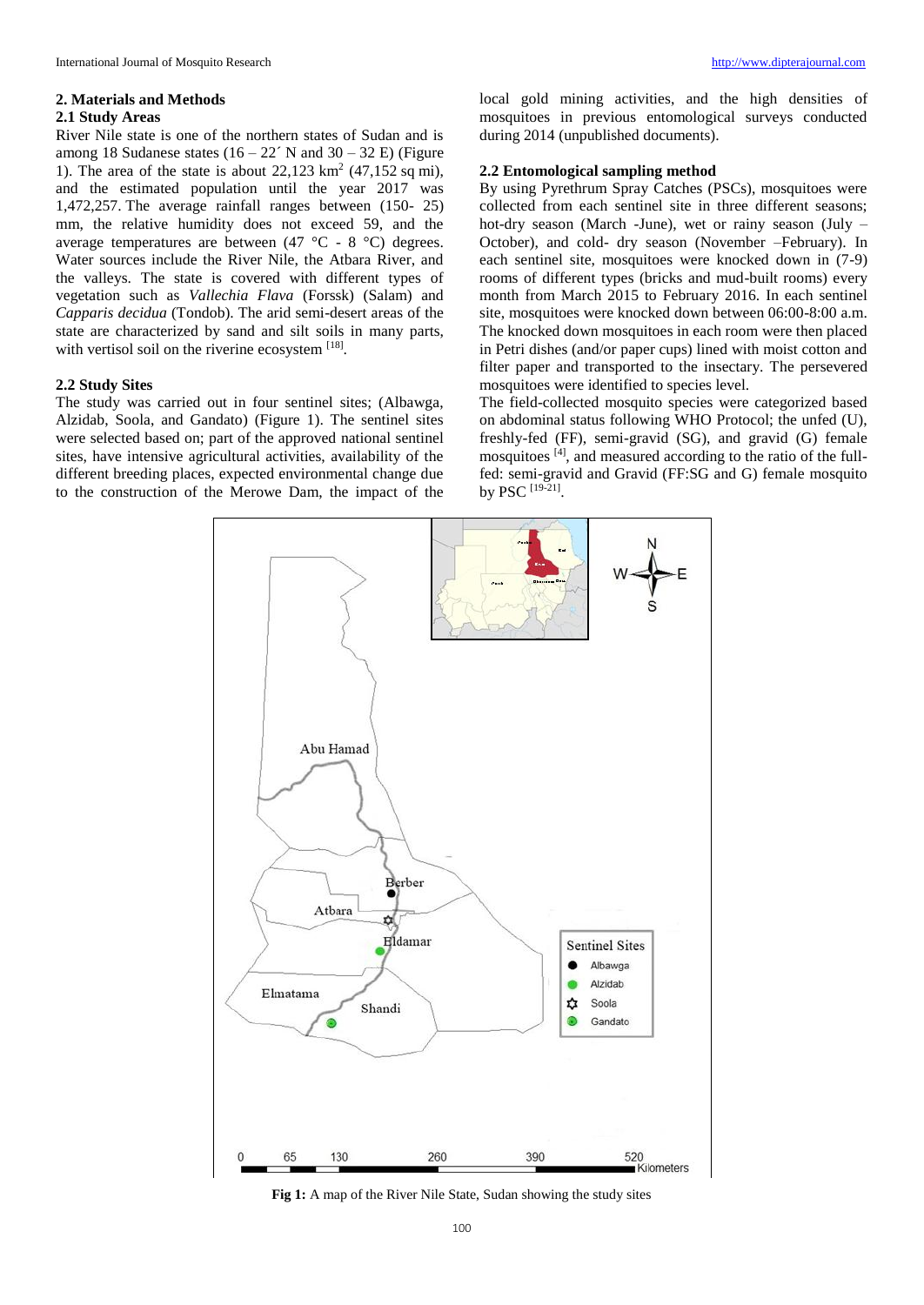## 2. Materials and Methods

### 2.1 Study Areas

River Nile state is one of the northern states of Sudan and is among 18 Sudanese states (16 – 22´ N and 30 – 32 E) (Figure 1). The area of the state is about 22,123 km$^2$ (47,152 sq mi), and the estimated population until the year 2017 was 1,472,257. The average rainfall ranges between (150- 25) mm, the relative humidity does not exceed 59, and the average temperatures are between (47 °C - 8 °C) degrees. Water sources include the River Nile, the Atbara River, and the valleys. The state is covered with different types of vegetation such as *Vallechia Flava* (Forssk) (Salam) and *Capparis decidua* (Tondob). The arid semi-desert areas of the state are characterized by sand and silt soils in many parts, with vertisol soil on the riverine ecosystem [18].

### 2.2 Study Sites

The study was carried out in four sentinel sites; (Albawga, Alzidab, Soola, and Gandato) (Figure 1). The sentinel sites were selected based on; part of the approved national sentinel sites, have intensive agricultural activities, availability of the different breeding places, expected environmental change due to the construction of the Merowe Dam, the impact of the local gold mining activities, and the high densities of mosquitoes in previous entomological surveys conducted during 2014 (unpublished documents).

### 2.2 Entomological sampling method

By using Pyrethrum Spray Catches (PSCs), mosquitoes were collected from each sentinel site in three different seasons; hot-dry season (March -June), wet or rainy season (July – October), and cold- dry season (November –February). In each sentinel site, mosquitoes were knocked down in (7-9) rooms of different types (bricks and mud-built rooms) every month from March 2015 to February 2016. In each sentinel site, mosquitoes were knocked down between 06:00-8:00 a.m. The knocked down mosquitoes in each room were then placed in Petri dishes (and/or paper cups) lined with moist cotton and filter paper and transported to the insectary. The persevered mosquitoes were identified to species level.

The field-collected mosquito species were categorized based on abdominal status following WHO Protocol; the unfed (U), freshly-fed (FF), semi-gravid (SG), and gravid (G) female mosquitoes [4], and measured according to the ratio of the full-fed: semi-gravid and Gravid (FF:SG and G) female mosquito by PSC [19-21].

**Fig 1:** A map of the River Nile State, Sudan showing the study sites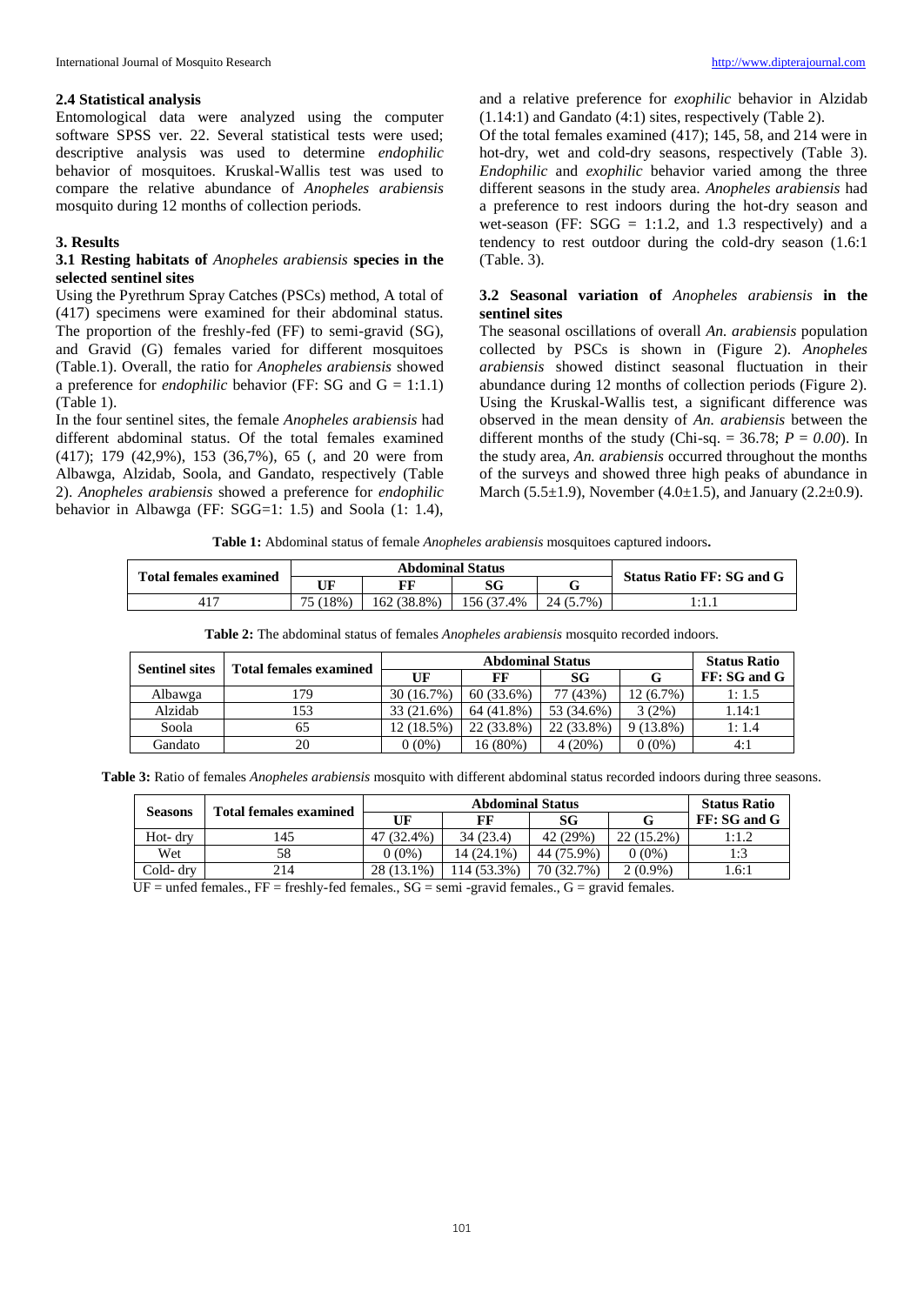### 2.4 Statistical analysis

Entomological data were analyzed using the computer software SPSS ver. 22. Several statistical tests were used; descriptive analysis was used to determine *endophilic* behavior of mosquitoes. Kruskal-Wallis test was used to compare the relative abundance of *Anopheles arabiensis* mosquito during 12 months of collection periods.

## 3. Results

### 3.1 Resting habitats of *Anopheles arabiensis* species in the selected sentinel sites

Using the Pyrethrum Spray Catches (PSCs) method, A total of (417) specimens were examined for their abdominal status. The proportion of the freshly-fed (FF) to semi-gravid (SG), and Gravid (G) females varied for different mosquitoes (Table.1). Overall, the ratio for *Anopheles arabiensis* showed a preference for *endophilic* behavior (FF: SG and G = 1:1.1) (Table 1).

In the four sentinel sites, the female *Anopheles arabiensis* had different abdominal status. Of the total females examined (417); 179 (42,9%), 153 (36,7%), 65 (, and 20 were from Albawga, Alzidab, Soola, and Gandato, respectively (Table 2). *Anopheles arabiensis* showed a preference for *endophilic* behavior in Albawga (FF: SGG=1: 1.5) and Soola (1: 1.4), and a relative preference for *exophilic* behavior in Alzidab (1.14:1) and Gandato (4:1) sites, respectively (Table 2).

Of the total females examined (417); 145, 58, and 214 were in hot-dry, wet and cold-dry seasons, respectively (Table 3). *Endophilic* and *exophilic* behavior varied among the three different seasons in the study area. *Anopheles arabiensis* had a preference to rest indoors during the hot-dry season and wet-season (FF: SGG = 1:1.2, and 1.3 respectively) and a tendency to rest outdoor during the cold-dry season (1.6:1 (Table. 3).

### 3.2 Seasonal variation of *Anopheles arabiensis* in the sentinel sites

The seasonal oscillations of overall *An. arabiensis* population collected by PSCs is shown in (Figure 2). *Anopheles arabiensis* showed distinct seasonal fluctuation in their abundance during 12 months of collection periods (Figure 2). Using the Kruskal-Wallis test, a significant difference was observed in the mean density of *An. arabiensis* between the different months of the study (Chi-sq. = 36.78; *P = 0.00*). In the study area, *An. arabiensis* occurred throughout the months of the surveys and showed three high peaks of abundance in March (5.5±1.9), November (4.0±1.5), and January (2.2±0.9).

**Table 1:** Abdominal status of female *Anopheles arabiensis* mosquitoes captured indoors**.**

| Total females examined | Abdominal Status | | | | Status Ratio FF: SG and G |
|---|---|---|---|---|---|
| | UF | FF | SG | G | |
| 417 | 75 (18%) | 162 (38.8%) | 156 (37.4% | 24 (5.7%) | 1:1.1 |

**Table 2:** The abdominal status of females *Anopheles arabiensis* mosquito recorded indoors.

| Sentinel sites | Total females examined | Abdominal Status | | | | Status Ratio |
|---|---|---|---|---|---|---|
| | | UF | FF | SG | G | FF: SG and G |
| Albawga | 179 | 30 (16.7%) | 60 (33.6%) | 77 (43%) | 12 (6.7%) | 1: 1.5 |
| Alzidab | 153 | 33 (21.6%) | 64 (41.8%) | 53 (34.6%) | 3 (2%) | 1.14:1 |
| Soola | 65 | 12 (18.5%) | 22 (33.8%) | 22 (33.8%) | 9 (13.8%) | 1: 1.4 |
| Gandato | 20 | 0 (0%) | 16 (80%) | 4 (20%) | 0 (0%) | 4:1 |

**Table 3:** Ratio of females *Anopheles arabiensis* mosquito with different abdominal status recorded indoors during three seasons.

| Seasons | Total females examined | Abdominal Status | | | | Status Ratio |
|---|---|---|---|---|---|---|
| | | UF | FF | SG | G | FF: SG and G |
| Hot- dry | 145 | 47 (32.4%) | 34 (23.4) | 42 (29%) | 22 (15.2%) | 1:1.2 |
| Wet | 58 | 0 (0%) | 14 (24.1%) | 44 (75.9%) | 0 (0%) | 1:3 |
| Cold- dry | 214 | 28 (13.1%) | 114 (53.3%) | 70 (32.7%) | 2 (0.9%) | 1.6:1 |

UF = unfed females., FF = freshly-fed females., SG = semi -gravid females., G = gravid females.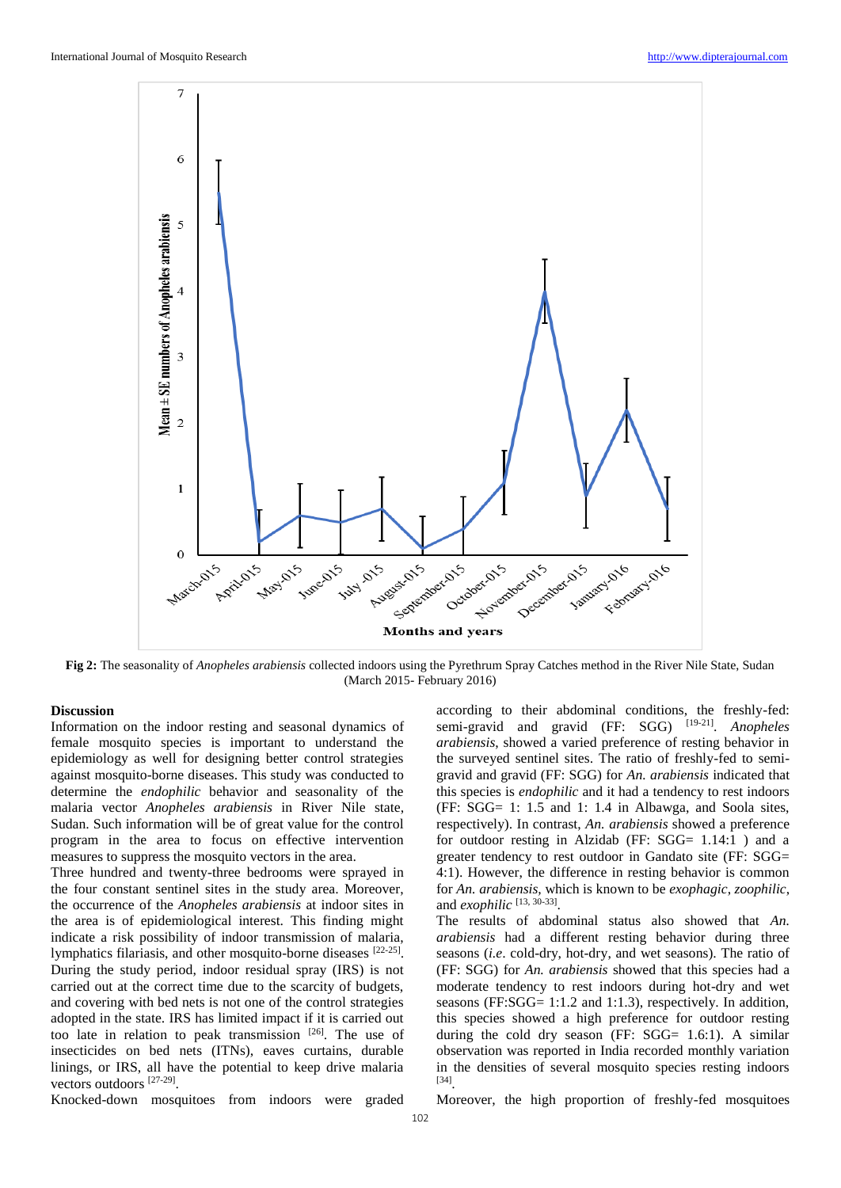**Fig 2:** The seasonality of *Anopheles arabiensis* collected indoors using the Pyrethrum Spray Catches method in the River Nile State, Sudan (March 2015- February 2016)

## Discussion

Information on the indoor resting and seasonal dynamics of female mosquito species is important to understand the epidemiology as well for designing better control strategies against mosquito-borne diseases. This study was conducted to determine the *endophilic* behavior and seasonality of the malaria vector *Anopheles arabiensis* in River Nile state, Sudan. Such information will be of great value for the control program in the area to focus on effective intervention measures to suppress the mosquito vectors in the area.

Three hundred and twenty-three bedrooms were sprayed in the four constant sentinel sites in the study area. Moreover, the occurrence of the *Anopheles arabiensis* at indoor sites in the area is of epidemiological interest. This finding might indicate a risk possibility of indoor transmission of malaria, lymphatics filariasis, and other mosquito-borne diseases [22-25]. During the study period, indoor residual spray (IRS) is not carried out at the correct time due to the scarcity of budgets, and covering with bed nets is not one of the control strategies adopted in the state. IRS has limited impact if it is carried out too late in relation to peak transmission [26]. The use of insecticides on bed nets (ITNs), eaves curtains, durable linings, or IRS, all have the potential to keep drive malaria vectors outdoors [27-29].

Knocked-down mosquitoes from indoors were graded according to their abdominal conditions, the freshly-fed: semi-gravid and gravid (FF: SGG) [19-21]. *Anopheles arabiensis*, showed a varied preference of resting behavior in the surveyed sentinel sites. The ratio of freshly-fed to semi-gravid and gravid (FF: SGG) for *An. arabiensis* indicated that this species is *endophilic* and it had a tendency to rest indoors (FF: SGG= 1: 1.5 and 1: 1.4 in Albawga, and Soola sites, respectively). In contrast, *An. arabiensis* showed a preference for outdoor resting in Alzidab (FF: SGG= 1.14:1 ) and a greater tendency to rest outdoor in Gandato site (FF: SGG= 4:1). However, the difference in resting behavior is common for *An. arabiensis,* which is known to be *exophagic*, *zoophilic*, and *exophilic* [13, 30-33].

The results of abdominal status also showed that *An. arabiensis* had a different resting behavior during three seasons (*i.e*. cold-dry, hot-dry, and wet seasons). The ratio of (FF: SGG) for *An. arabiensis* showed that this species had a moderate tendency to rest indoors during hot-dry and wet seasons (FF:SGG= 1:1.2 and 1:1.3), respectively. In addition, this species showed a high preference for outdoor resting during the cold dry season (FF: SGG= 1.6:1). A similar observation was reported in India recorded monthly variation in the densities of several mosquito species resting indoors [34].

Moreover, the high proportion of freshly-fed mosquitoes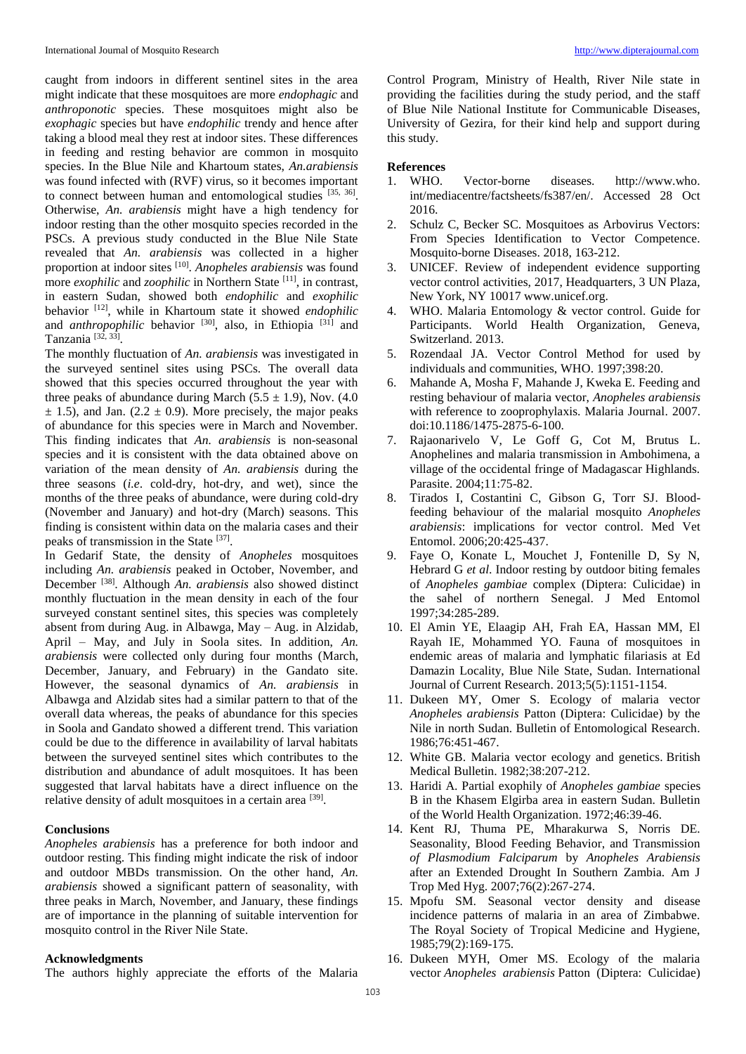caught from indoors in different sentinel sites in the area might indicate that these mosquitoes are more *endophagic* and *anthroponotic* species. These mosquitoes might also be *exophagic* species but have *endophilic* trendy and hence after taking a blood meal they rest at indoor sites. These differences in feeding and resting behavior are common in mosquito species. In the Blue Nile and Khartoum states, *An.arabiensis* was found infected with (RVF) virus, so it becomes important to connect between human and entomological studies [35, 36]. Otherwise, *An. arabiensis* might have a high tendency for indoor resting than the other mosquito species recorded in the PSCs. A previous study conducted in the Blue Nile State revealed that *An. arabiensis* was collected in a higher proportion at indoor sites [10]. *Anopheles arabiensis* was found more *exophilic* and *zoophilic* in Northern State [11], in contrast, in eastern Sudan, showed both *endophilic* and *exophilic* behavior [12], while in Khartoum state it showed *endophilic* and *anthropophilic* behavior [30], also, in Ethiopia [31] and Tanzania [32, 33].

The monthly fluctuation of *An. arabiensis* was investigated in the surveyed sentinel sites using PSCs. The overall data showed that this species occurred throughout the year with three peaks of abundance during March ($5.5 \pm 1.9$), Nov. ($4.0 \pm 1.5$), and Jan. ($2.2 \pm 0.9$). More precisely, the major peaks of abundance for this species were in March and November. This finding indicates that *An. arabiensis* is non-seasonal species and it is consistent with the data obtained above on variation of the mean density of *An. arabiensis* during the three seasons (*i.e*. cold-dry, hot-dry, and wet), since the months of the three peaks of abundance, were during cold-dry (November and January) and hot-dry (March) seasons. This finding is consistent within data on the malaria cases and their peaks of transmission in the State [37].

In Gedarif State, the density of *Anopheles* mosquitoes including *An. arabiensis* peaked in October, November, and December [38]. Although *An. arabiensis* also showed distinct monthly fluctuation in the mean density in each of the four surveyed constant sentinel sites, this species was completely absent from during Aug. in Albawga, May – Aug. in Alzidab, April – May, and July in Soola sites. In addition, *An. arabiensis* were collected only during four months (March, December, January, and February) in the Gandato site. However, the seasonal dynamics of *An. arabiensis* in Albawga and Alzidab sites had a similar pattern to that of the overall data whereas, the peaks of abundance for this species in Soola and Gandato showed a different trend. This variation could be due to the difference in availability of larval habitats between the surveyed sentinel sites which contributes to the distribution and abundance of adult mosquitoes. It has been suggested that larval habitats have a direct influence on the relative density of adult mosquitoes in a certain area [39].

## Conclusions

*Anopheles arabiensis* has a preference for both indoor and outdoor resting. This finding might indicate the risk of indoor and outdoor MBDs transmission. On the other hand, *An. arabiensis* showed a significant pattern of seasonality, with three peaks in March, November, and January, these findings are of importance in the planning of suitable intervention for mosquito control in the River Nile State.

## Acknowledgments

The authors highly appreciate the efforts of the Malaria Control Program, Ministry of Health, River Nile state in providing the facilities during the study period, and the staff of Blue Nile National Institute for Communicable Diseases, University of Gezira, for their kind help and support during this study.

## References

1. WHO. Vector-borne diseases. http://www.who.int/mediacentre/factsheets/fs387/en/. Accessed 28 Oct 2016.
2. Schulz C, Becker SC. Mosquitoes as Arbovirus Vectors: From Species Identification to Vector Competence. Mosquito-borne Diseases. 2018, 163-212.
3. UNICEF. Review of independent evidence supporting vector control activities, 2017, Headquarters, 3 UN Plaza, New York, NY 10017 www.unicef.org.
4. WHO. Malaria Entomology & vector control. Guide for Participants. World Health Organization, Geneva, Switzerland. 2013.
5. Rozendaal JA. Vector Control Method for used by individuals and communities, WHO. 1997;398:20.
6. Mahande A, Mosha F, Mahande J, Kweka E. Feeding and resting behaviour of malaria vector, *Anopheles arabiensis* with reference to zooprophylaxis. Malaria Journal. 2007. doi:10.1186/1475-2875-6-100.
7. Rajaonarivelo V, Le Goff G, Cot M, Brutus L. Anophelines and malaria transmission in Ambohimena, a village of the occidental fringe of Madagascar Highlands. Parasite. 2004;11:75-82.
8. Tirados I, Costantini C, Gibson G, Torr SJ. Blood-feeding behaviour of the malarial mosquito *Anopheles arabiensis*: implications for vector control. Med Vet Entomol. 2006;20:425-437.
9. Faye O, Konate L, Mouchet J, Fontenille D, Sy N, Hebrard G *et al*. Indoor resting by outdoor biting females of *Anopheles gambiae* complex (Diptera: Culicidae) in the sahel of northern Senegal. J Med Entomol 1997;34:285-289.
10. El Amin YE, Elaagip AH, Frah EA, Hassan MM, El Rayah IE, Mohammed YO. Fauna of mosquitoes in endemic areas of malaria and lymphatic filariasis at Ed Damazin Locality, Blue Nile State, Sudan. International Journal of Current Research. 2013;5(5):1151-1154.
11. Dukeen MY, Omer S. Ecology of malaria vector *Anopheles arabiensis* Patton (Diptera: Culicidae) by the Nile in north Sudan. Bulletin of Entomological Research. 1986;76:451-467.
12. White GB. Malaria vector ecology and genetics. British Medical Bulletin. 1982;38:207-212.
13. Haridi A. Partial exophily of *Anopheles gambiae* species B in the Khasem Elgirba area in eastern Sudan. Bulletin of the World Health Organization. 1972;46:39-46.
14. Kent RJ, Thuma PE, Mharakurwa S, Norris DE. Seasonality, Blood Feeding Behavior, and Transmission *of Plasmodium Falciparum* by *Anopheles Arabiensis* after an Extended Drought In Southern Zambia. Am J Trop Med Hyg. 2007;76(2):267-274.
15. Mpofu SM. Seasonal vector density and disease incidence patterns of malaria in an area of Zimbabwe. The Royal Society of Tropical Medicine and Hygiene, 1985;79(2):169-175.
16. Dukeen MYH, Omer MS. Ecology of the malaria vector *Anopheles arabiensis* Patton (Diptera: Culicidae)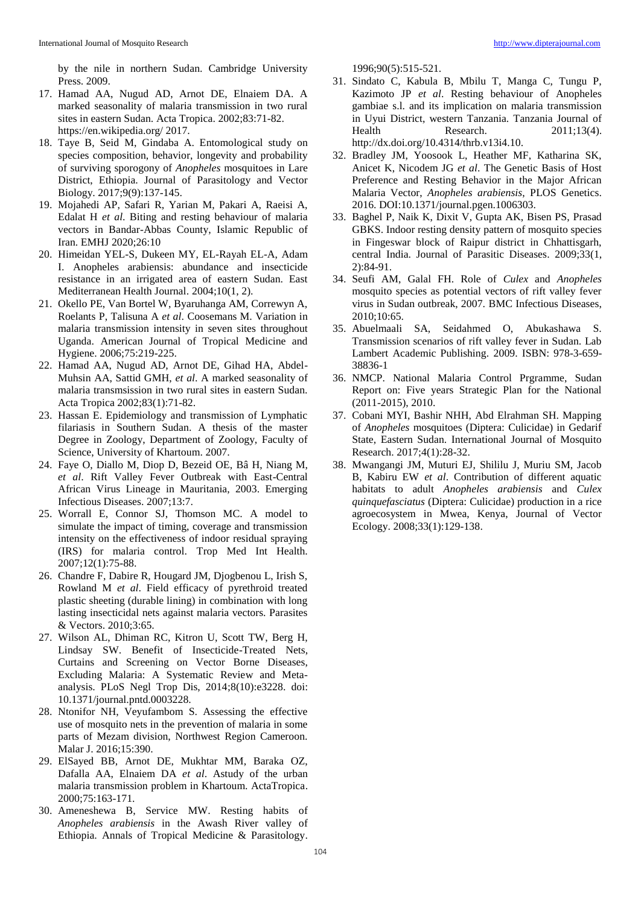by the nile in northern Sudan. Cambridge University Press. 2009.

17. Hamad AA, Nugud AD, Arnot DE, Elnaiem DA. A marked seasonality of malaria transmission in two rural sites in eastern Sudan. Acta Tropica. 2002;83:71-82. https://en.wikipedia.org/ 2017.
18. Taye B, Seid M, Gindaba A. Entomological study on species composition, behavior, longevity and probability of surviving sporogony of *Anopheles* mosquitoes in Lare District, Ethiopia. Journal of Parasitology and Vector Biology. 2017;9(9):137-145.
19. Mojahedi AP, Safari R, Yarian M, Pakari A, Raeisi A, Edalat H *et al*. Biting and resting behaviour of malaria vectors in Bandar-Abbas County, Islamic Republic of Iran. EMHJ 2020;26:10
20. Himeidan YEL-S, Dukeen MY, EL-Rayah EL-A, Adam I. Anopheles arabiensis: abundance and insecticide resistance in an irrigated area of eastern Sudan. East Mediterranean Health Journal. 2004;10(1, 2).
21. Okello PE, Van Bortel W, Byaruhanga AM, Correwyn A, Roelants P, Talisuna A *et al*. Coosemans M. Variation in malaria transmission intensity in seven sites throughout Uganda. American Journal of Tropical Medicine and Hygiene. 2006;75:219-225.
22. Hamad AA, Nugud AD, Arnot DE, Gihad HA, Abdel-Muhsin AA, Sattid GMH, *et al*. A marked seasonality of malaria transmsission in two rural sites in eastern Sudan. Acta Tropica 2002;83(1):71-82.
23. Hassan E. Epidemiology and transmission of Lymphatic filariasis in Southern Sudan. A thesis of the master Degree in Zoology, Department of Zoology, Faculty of Science, University of Khartoum. 2007.
24. Faye O, Diallo M, Diop D, Bezeid OE, Bâ H, Niang M, *et al*. Rift Valley Fever Outbreak with East-Central African Virus Lineage in Mauritania, 2003. Emerging Infectious Diseases. 2007;13:7.
25. Worrall E, Connor SJ, Thomson MC. A model to simulate the impact of timing, coverage and transmission intensity on the effectiveness of indoor residual spraying (IRS) for malaria control. Trop Med Int Health. 2007;12(1):75-88.
26. Chandre F, Dabire R, Hougard JM, Djogbenou L, Irish S, Rowland M *et al*. Field efficacy of pyrethroid treated plastic sheeting (durable lining) in combination with long lasting insecticidal nets against malaria vectors. Parasites & Vectors. 2010;3:65.
27. Wilson AL, Dhiman RC, Kitron U, Scott TW, Berg H, Lindsay SW. Benefit of Insecticide-Treated Nets, Curtains and Screening on Vector Borne Diseases, Excluding Malaria: A Systematic Review and Meta-analysis. PLoS Negl Trop Dis, 2014;8(10):e3228. doi: 10.1371/journal.pntd.0003228.
28. Ntonifor NH, Veyufambom S. Assessing the effective use of mosquito nets in the prevention of malaria in some parts of Mezam division, Northwest Region Cameroon. Malar J. 2016;15:390.
29. ElSayed BB, Arnot DE, Mukhtar MM, Baraka OZ, Dafalla AA, Elnaiem DA *et al*. Astudy of the urban malaria transmission problem in Khartoum. ActaTropica. 2000;75:163-171.
30. Ameneshewa B, Service MW. Resting habits of *Anopheles arabiensis* in the Awash River valley of Ethiopia. Annals of Tropical Medicine & Parasitology. 1996;90(5):515-521.
31. Sindato C, Kabula B, Mbilu T, Manga C, Tungu P, Kazimoto JP *et al*. Resting behaviour of Anopheles gambiae s.l. and its implication on malaria transmission in Uyui District, western Tanzania. Tanzania Journal of Health Research. 2011;13(4). http://dx.doi.org/10.4314/thrb.v13i4.10.
32. Bradley JM, Yoosook L, Heather MF, Katharina SK, Anicet K, Nicodem JG *et al*. The Genetic Basis of Host Preference and Resting Behavior in the Major African Malaria Vector, *Anopheles arabiensis*, PLOS Genetics. 2016. DOI:10.1371/journal.pgen.1006303.
33. Baghel P, Naik K, Dixit V, Gupta AK, Bisen PS, Prasad GBKS. Indoor resting density pattern of mosquito species in Fingeswar block of Raipur district in Chhattisgarh, central India. Journal of Parasitic Diseases. 2009;33(1, 2):84-91.
34. Seufi AM, Galal FH. Role of *Culex* and *Anopheles* mosquito species as potential vectors of rift valley fever virus in Sudan outbreak, 2007. BMC Infectious Diseases, 2010;10:65.
35. Abuelmaali SA, Seidahmed O, Abukashawa S. Transmission scenarios of rift valley fever in Sudan. Lab Lambert Academic Publishing. 2009. ISBN: 978-3-659-38836-1
36. NMCP. National Malaria Control Prgramme, Sudan Report on: Five years Strategic Plan for the National (2011-2015), 2010.
37. Cobani MYI, Bashir NHH, Abd Elrahman SH. Mapping of *Anopheles* mosquitoes (Diptera: Culicidae) in Gedarif State, Eastern Sudan. International Journal of Mosquito Research. 2017;4(1):28-32.
38. Mwangangi JM, Muturi EJ, Shililu J, Muriu SM, Jacob B, Kabiru EW *et al*. Contribution of different aquatic habitats to adult *Anopheles arabiensis* and *Culex quinquefasciatus* (Diptera: Culicidae) production in a rice agroecosystem in Mwea, Kenya, Journal of Vector Ecology. 2008;33(1):129-138.